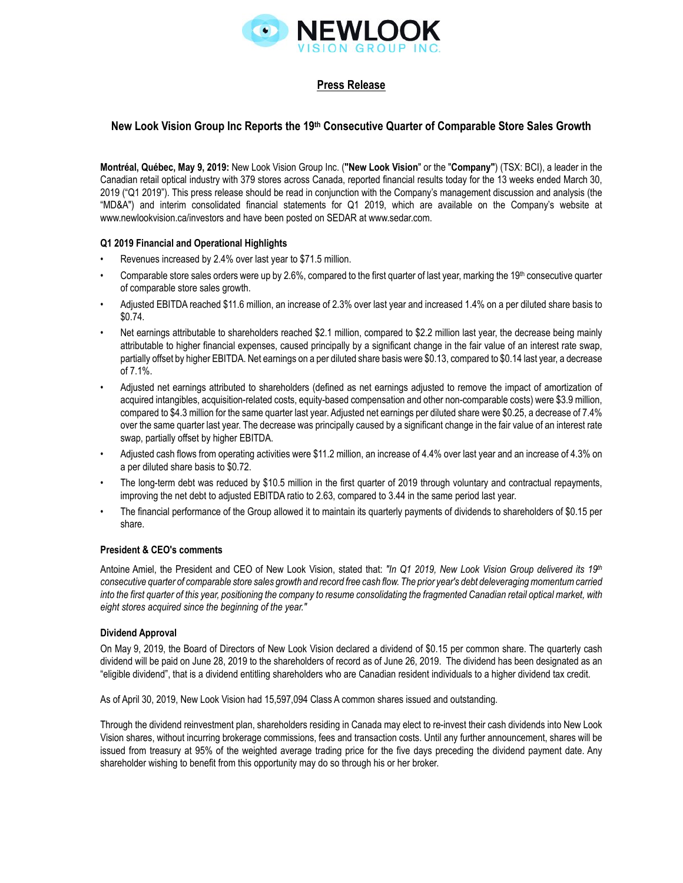NEWLOOK VISION GROUP INC.

## Press Release

# New Look Vision Group Inc Reports the 19th Consecutive Quarter of Comparable Store Sales Growth

**Montréal, Québec, May 9, 2019:** New Look Vision Group Inc. (**"New Look Vision**" or the "**Company"**) (TSX: BCI), a leader in the Canadian retail optical industry with 379 stores across Canada, reported financial results today for the 13 weeks ended March 30, 2019 ("Q1 2019"). This press release should be read in conjunction with the Company's management discussion and analysis (the "MD&A") and interim consolidated financial statements for Q1 2019, which are available on the Company's website at www.newlookvision.ca/investors and have been posted on SEDAR at www.sedar.com.

### Q1 2019 Financial and Operational Highlights

- Revenues increased by 2.4% over last year to $71.5 million.
- Comparable store sales orders were up by 2.6%, compared to the first quarter of last year, marking the 19th consecutive quarter of comparable store sales growth.
- Adjusted EBITDA reached $11.6 million, an increase of 2.3% over last year and increased 1.4% on a per diluted share basis to $0.74.
- Net earnings attributable to shareholders reached $2.1 million, compared to $2.2 million last year, the decrease being mainly attributable to higher financial expenses, caused principally by a significant change in the fair value of an interest rate swap, partially offset by higher EBITDA. Net earnings on a per diluted share basis were $0.13, compared to $0.14 last year, a decrease of 7.1%.
- Adjusted net earnings attributed to shareholders (defined as net earnings adjusted to remove the impact of amortization of acquired intangibles, acquisition-related costs, equity-based compensation and other non-comparable costs) were $3.9 million, compared to $4.3 million for the same quarter last year. Adjusted net earnings per diluted share were $0.25, a decrease of 7.4% over the same quarter last year. The decrease was principally caused by a significant change in the fair value of an interest rate swap, partially offset by higher EBITDA.
- Adjusted cash flows from operating activities were $11.2 million, an increase of 4.4% over last year and an increase of 4.3% on a per diluted share basis to $0.72.
- The long-term debt was reduced by $10.5 million in the first quarter of 2019 through voluntary and contractual repayments, improving the net debt to adjusted EBITDA ratio to 2.63, compared to 3.44 in the same period last year.
- The financial performance of the Group allowed it to maintain its quarterly payments of dividends to shareholders of $0.15 per share.

### President & CEO's comments

Antoine Amiel, the President and CEO of New Look Vision, stated that: *"In Q1 2019, New Look Vision Group delivered its 19th consecutive quarter of comparable store sales growth and record free cash flow. The prior year's debt deleveraging momentum carried into the first quarter of this year, positioning the company to resume consolidating the fragmented Canadian retail optical market, with eight stores acquired since the beginning of the year."*

### Dividend Approval

On May 9, 2019, the Board of Directors of New Look Vision declared a dividend of $0.15 per common share. The quarterly cash dividend will be paid on June 28, 2019 to the shareholders of record as of June 26, 2019. The dividend has been designated as an "eligible dividend", that is a dividend entitling shareholders who are Canadian resident individuals to a higher dividend tax credit.

As of April 30, 2019, New Look Vision had 15,597,094 Class A common shares issued and outstanding.

Through the dividend reinvestment plan, shareholders residing in Canada may elect to re-invest their cash dividends into New Look Vision shares, without incurring brokerage commissions, fees and transaction costs. Until any further announcement, shares will be issued from treasury at 95% of the weighted average trading price for the five days preceding the dividend payment date. Any shareholder wishing to benefit from this opportunity may do so through his or her broker.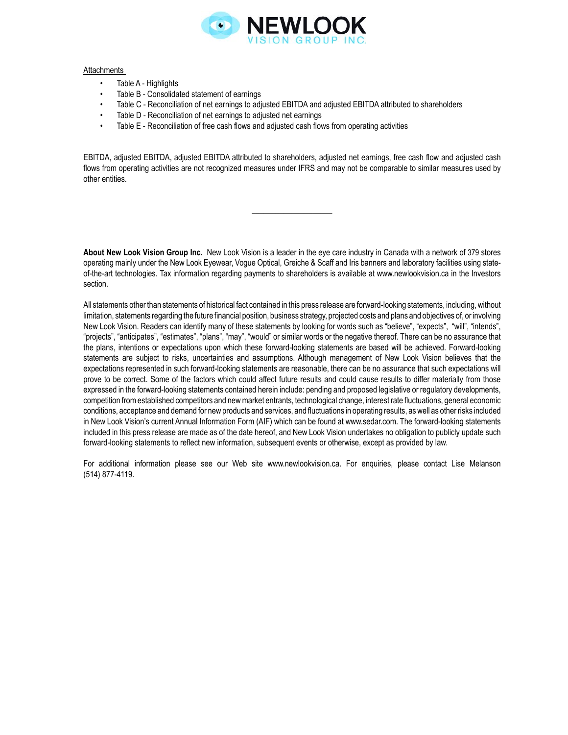Attachments

- Table A - Highlights
- Table B - Consolidated statement of earnings
- Table C - Reconciliation of net earnings to adjusted EBITDA and adjusted EBITDA attributed to shareholders
- Table D - Reconciliation of net earnings to adjusted net earnings
- Table E - Reconciliation of free cash flows and adjusted cash flows from operating activities

EBITDA, adjusted EBITDA, adjusted EBITDA attributed to shareholders, adjusted net earnings, free cash flow and adjusted cash flows from operating activities are not recognized measures under IFRS and may not be comparable to similar measures used by other entities.

---

**About New Look Vision Group Inc.** New Look Vision is a leader in the eye care industry in Canada with a network of 379 stores operating mainly under the New Look Eyewear, Vogue Optical, Greiche & Scaff and Iris banners and laboratory facilities using state-of-the-art technologies. Tax information regarding payments to shareholders is available at www.newlookvision.ca in the Investors section.

All statements other than statements of historical fact contained in this press release are forward-looking statements, including, without limitation, statements regarding the future financial position, business strategy, projected costs and plans and objectives of, or involving New Look Vision. Readers can identify many of these statements by looking for words such as "believe", "expects", "will", "intends", "projects", "anticipates", "estimates", "plans", "may", "would" or similar words or the negative thereof. There can be no assurance that the plans, intentions or expectations upon which these forward-looking statements are based will be achieved. Forward-looking statements are subject to risks, uncertainties and assumptions. Although management of New Look Vision believes that the expectations represented in such forward-looking statements are reasonable, there can be no assurance that such expectations will prove to be correct. Some of the factors which could affect future results and could cause results to differ materially from those expressed in the forward-looking statements contained herein include: pending and proposed legislative or regulatory developments, competition from established competitors and new market entrants, technological change, interest rate fluctuations, general economic conditions, acceptance and demand for new products and services, and fluctuations in operating results, as well as other risks included in New Look Vision's current Annual Information Form (AIF) which can be found at www.sedar.com. The forward-looking statements included in this press release are made as of the date hereof, and New Look Vision undertakes no obligation to publicly update such forward-looking statements to reflect new information, subsequent events or otherwise, except as provided by law.

For additional information please see our Web site www.newlookvision.ca. For enquiries, please contact Lise Melanson (514) 877-4119.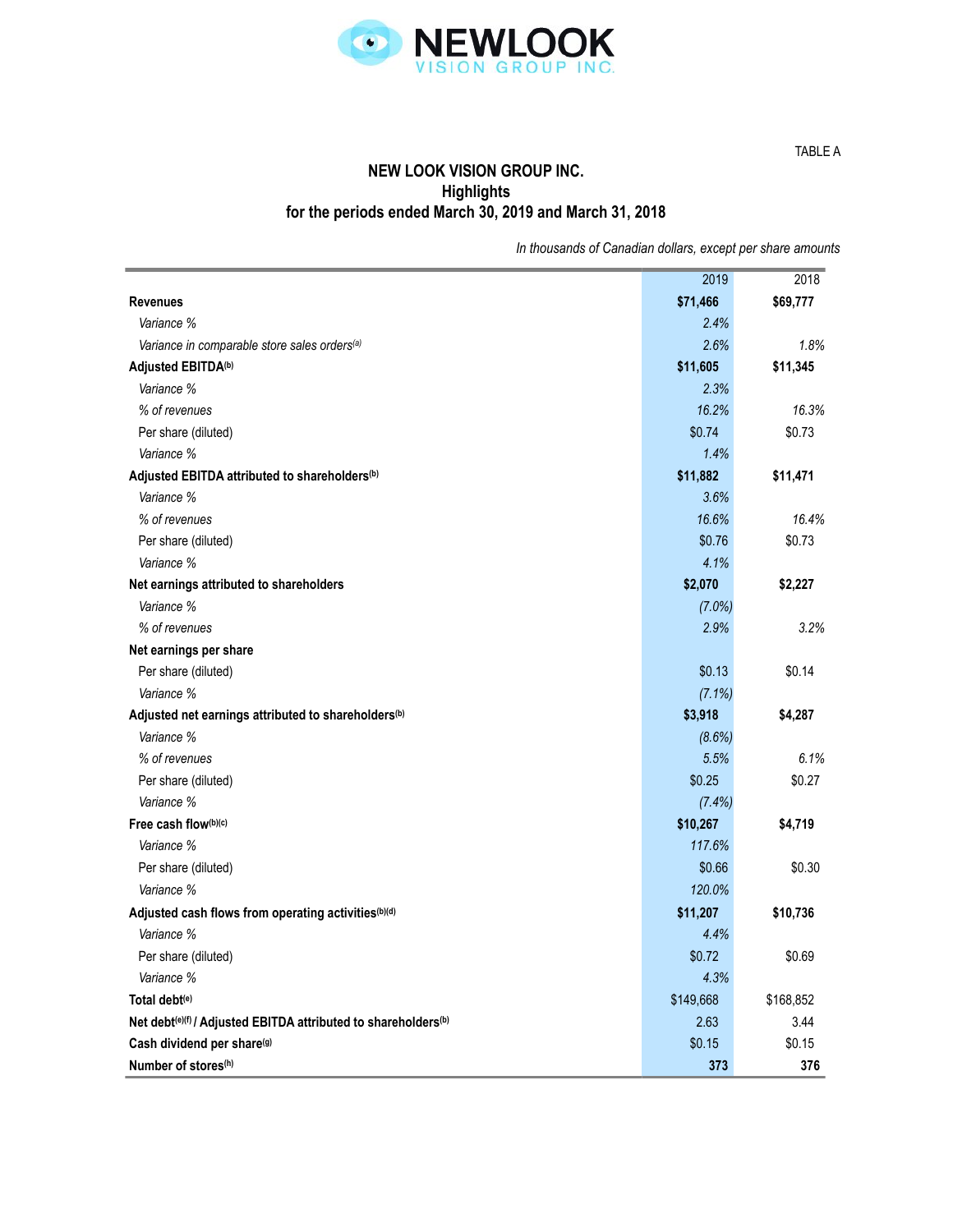NEWLOOK VISION GROUP INC.

TABLE A

## NEW LOOK VISION GROUP INC.
## Highlights
## for the periods ended March 30, 2019 and March 31, 2018

*In thousands of Canadian dollars, except per share amounts*

| | 2019 | 2018 |
|---|---|---|
| **Revenues** | **$71,466** | **$69,777** |
| *Variance %* | *2.4%* | |
| *Variance in comparable store sales orders[(a)]* | *2.6%* | *1.8%* |
| **Adjusted EBITDA[(b)]** | **$11,605** | **$11,345** |
| *Variance %* | *2.3%* | |
| *% of revenues* | *16.2%* | *16.3%* |
| Per share (diluted) | $0.74 | $0.73 |
| *Variance %* | *1.4%* | |
| **Adjusted EBITDA attributed to shareholders[(b)]** | **$11,882** | **$11,471** |
| *Variance %* | *3.6%* | |
| *% of revenues* | *16.6%* | *16.4%* |
| Per share (diluted) | $0.76 | $0.73 |
| *Variance %* | *4.1%* | |
| **Net earnings attributed to shareholders** | **$2,070** | **$2,227** |
| *Variance %* | *(7.0%)* | |
| *% of revenues* | *2.9%* | *3.2%* |
| **Net earnings per share** | | |
| Per share (diluted) | $0.13 | $0.14 |
| *Variance %* | *(7.1%)* | |
| **Adjusted net earnings attributed to shareholders[(b)]** | **$3,918** | **$4,287** |
| *Variance %* | *(8.6%)* | |
| *% of revenues* | *5.5%* | *6.1%* |
| Per share (diluted) | $0.25 | $0.27 |
| *Variance %* | *(7.4%)* | |
| **Free cash flow[(b)(c)]** | **$10,267** | **$4,719** |
| *Variance %* | *117.6%* | |
| Per share (diluted) | $0.66 | $0.30 |
| *Variance %* | *120.0%* | |
| **Adjusted cash flows from operating activities[(b)(d)]** | **$11,207** | **$10,736** |
| *Variance %* | *4.4%* | |
| Per share (diluted) | $0.72 | $0.69 |
| *Variance %* | *4.3%* | |
| **Total debt[(e)]** | $149,668 | $168,852 |
| **Net debt[(e)(f)] / Adjusted EBITDA attributed to shareholders[(b)]** | 2.63 | 3.44 |
| **Cash dividend per share[(g)]** | $0.15 | $0.15 |
| **Number of stores[(h)]** | **373** | **376** |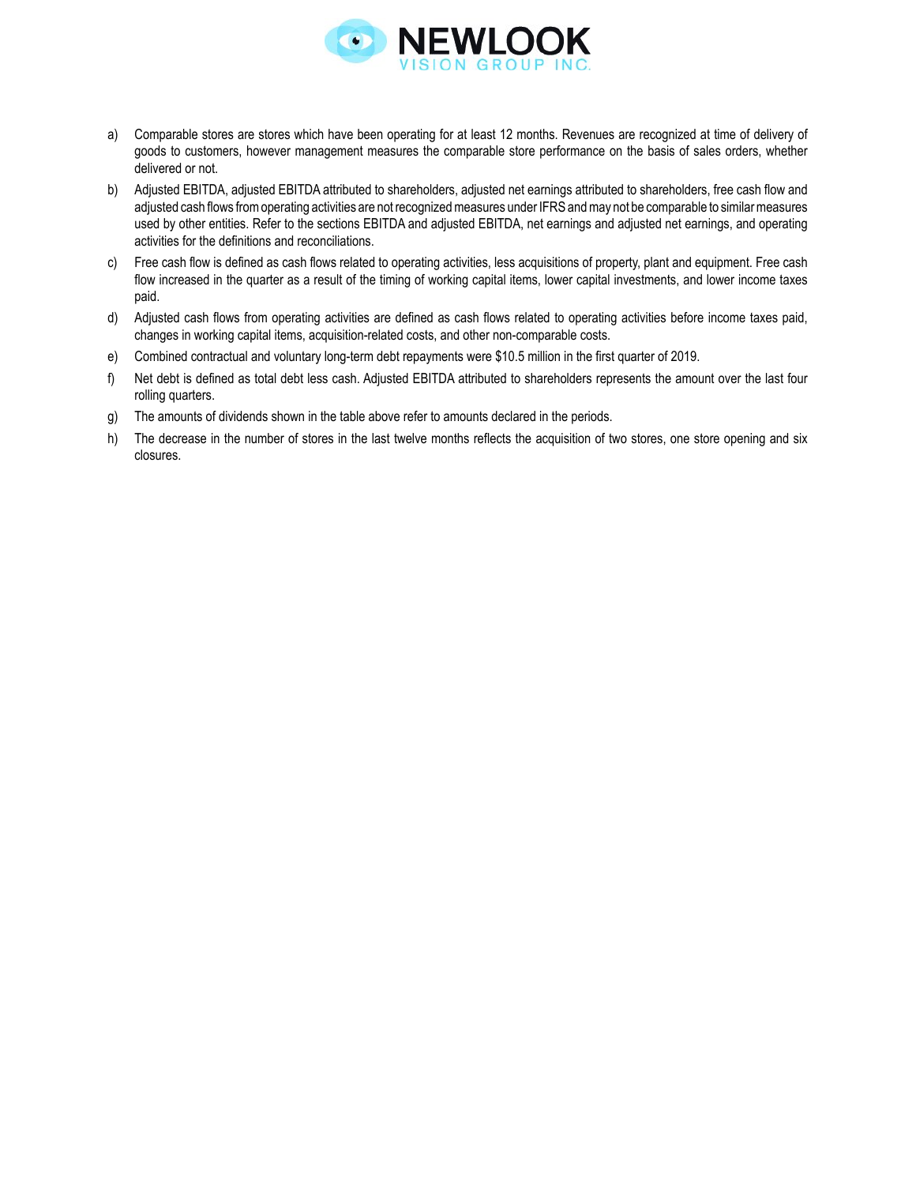a) Comparable stores are stores which have been operating for at least 12 months. Revenues are recognized at time of delivery of goods to customers, however management measures the comparable store performance on the basis of sales orders, whether delivered or not.

b) Adjusted EBITDA, adjusted EBITDA attributed to shareholders, adjusted net earnings attributed to shareholders, free cash flow and adjusted cash flows from operating activities are not recognized measures under IFRS and may not be comparable to similar measures used by other entities. Refer to the sections EBITDA and adjusted EBITDA, net earnings and adjusted net earnings, and operating activities for the definitions and reconciliations.

c) Free cash flow is defined as cash flows related to operating activities, less acquisitions of property, plant and equipment. Free cash flow increased in the quarter as a result of the timing of working capital items, lower capital investments, and lower income taxes paid.

d) Adjusted cash flows from operating activities are defined as cash flows related to operating activities before income taxes paid, changes in working capital items, acquisition-related costs, and other non-comparable costs.

e) Combined contractual and voluntary long-term debt repayments were $10.5 million in the first quarter of 2019.

f) Net debt is defined as total debt less cash. Adjusted EBITDA attributed to shareholders represents the amount over the last four rolling quarters.

g) The amounts of dividends shown in the table above refer to amounts declared in the periods.

h) The decrease in the number of stores in the last twelve months reflects the acquisition of two stores, one store opening and six closures.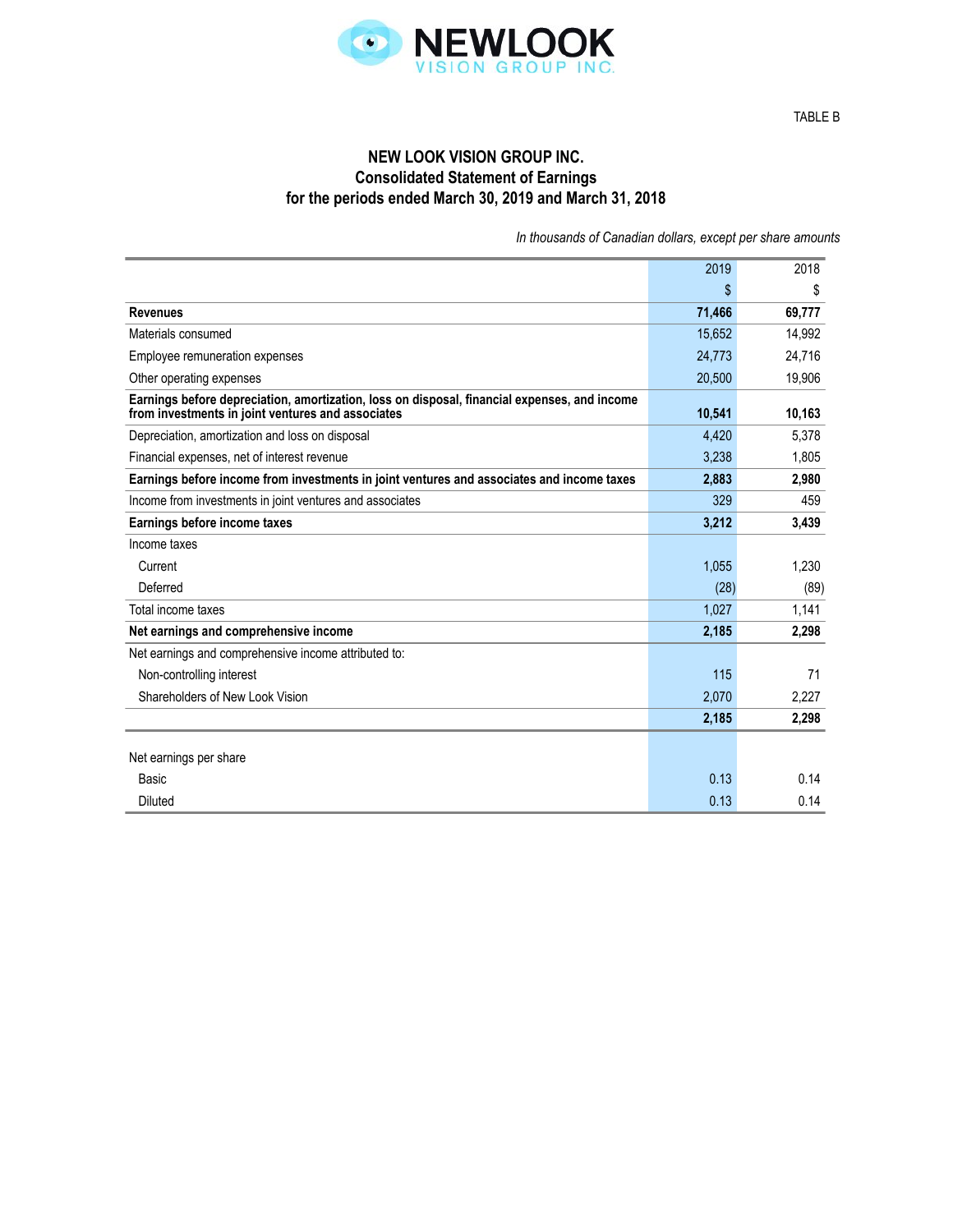NEWLOOK VISION GROUP INC.

TABLE B

# NEW LOOK VISION GROUP INC.
## Consolidated Statement of Earnings
## for the periods ended March 30, 2019 and March 31, 2018

*In thousands of Canadian dollars, except per share amounts*

| | 2019 | 2018 |
|---|---|---|
| | $ | $ |
| **Revenues** | **71,466** | **69,777** |
| Materials consumed | 15,652 | 14,992 |
| Employee remuneration expenses | 24,773 | 24,716 |
| Other operating expenses | 20,500 | 19,906 |
| **Earnings before depreciation, amortization, loss on disposal, financial expenses, and income from investments in joint ventures and associates** | **10,541** | **10,163** |
| Depreciation, amortization and loss on disposal | 4,420 | 5,378 |
| Financial expenses, net of interest revenue | 3,238 | 1,805 |
| **Earnings before income from investments in joint ventures and associates and income taxes** | **2,883** | **2,980** |
| Income from investments in joint ventures and associates | 329 | 459 |
| **Earnings before income taxes** | **3,212** | **3,439** |
| Income taxes | | |
| Current | 1,055 | 1,230 |
| Deferred | (28) | (89) |
| Total income taxes | 1,027 | 1,141 |
| **Net earnings and comprehensive income** | **2,185** | **2,298** |
| Net earnings and comprehensive income attributed to: | | |
| Non-controlling interest | 115 | 71 |
| Shareholders of New Look Vision | 2,070 | 2,227 |
| | **2,185** | **2,298** |
| | | |
| Net earnings per share | | |
| Basic | 0.13 | 0.14 |
| Diluted | 0.13 | 0.14 |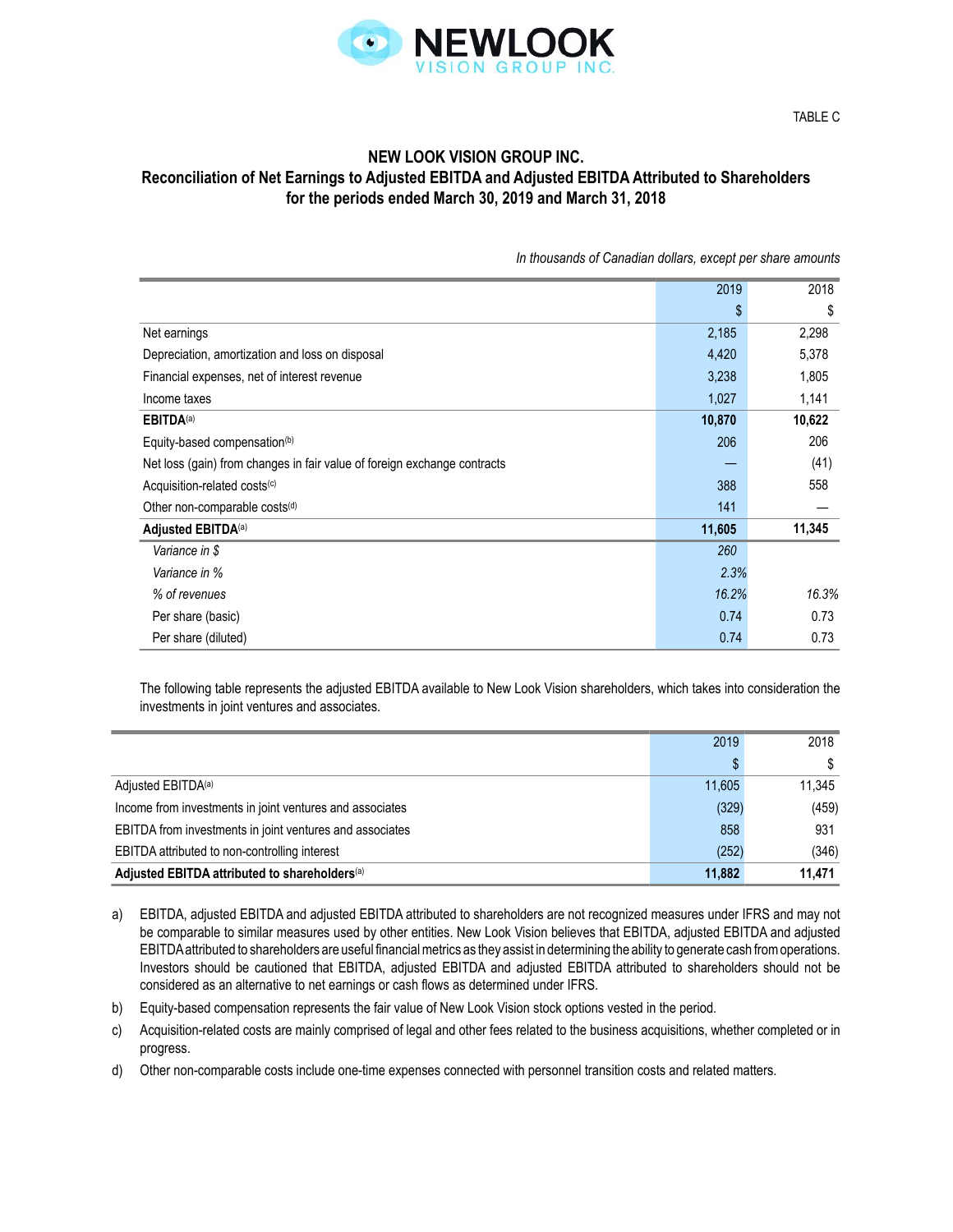TABLE C

## NEW LOOK VISION GROUP INC.
## Reconciliation of Net Earnings to Adjusted EBITDA and Adjusted EBITDA Attributed to Shareholders for the periods ended March 30, 2019 and March 31, 2018

*In thousands of Canadian dollars, except per share amounts*

| | 2019 | 2018 |
|---|---|---|
| | $ | $ |
| Net earnings | 2,185 | 2,298 |
| Depreciation, amortization and loss on disposal | 4,420 | 5,378 |
| Financial expenses, net of interest revenue | 3,238 | 1,805 |
| Income taxes | 1,027 | 1,141 |
| **EBITDA**[(a)] | **10,870** | **10,622** |
| Equity-based compensation[(b)] | 206 | 206 |
| Net loss (gain) from changes in fair value of foreign exchange contracts | — | (41) |
| Acquisition-related costs[(c)] | 388 | 558 |
| Other non-comparable costs[(d)] | 141 | — |
| **Adjusted EBITDA**[(a)] | **11,605** | **11,345** |
| *Variance in $* | *260* | |
| *Variance in %* | *2.3%* | |
| *% of revenues* | *16.2%* | *16.3%* |
| Per share (basic) | 0.74 | 0.73 |
| Per share (diluted) | 0.74 | 0.73 |

The following table represents the adjusted EBITDA available to New Look Vision shareholders, which takes into consideration the investments in joint ventures and associates.

| | 2019 | 2018 |
|---|---|---|
| | $ | $ |
| Adjusted EBITDA[(a)] | 11,605 | 11,345 |
| Income from investments in joint ventures and associates | (329) | (459) |
| EBITDA from investments in joint ventures and associates | 858 | 931 |
| EBITDA attributed to non-controlling interest | (252) | (346) |
| **Adjusted EBITDA attributed to shareholders**[(a)] | **11,882** | **11,471** |

a) EBITDA, adjusted EBITDA and adjusted EBITDA attributed to shareholders are not recognized measures under IFRS and may not be comparable to similar measures used by other entities. New Look Vision believes that EBITDA, adjusted EBITDA and adjusted EBITDA attributed to shareholders are useful financial metrics as they assist in determining the ability to generate cash from operations. Investors should be cautioned that EBITDA, adjusted EBITDA and adjusted EBITDA attributed to shareholders should not be considered as an alternative to net earnings or cash flows as determined under IFRS.

b) Equity-based compensation represents the fair value of New Look Vision stock options vested in the period.

c) Acquisition-related costs are mainly comprised of legal and other fees related to the business acquisitions, whether completed or in progress.

d) Other non-comparable costs include one-time expenses connected with personnel transition costs and related matters.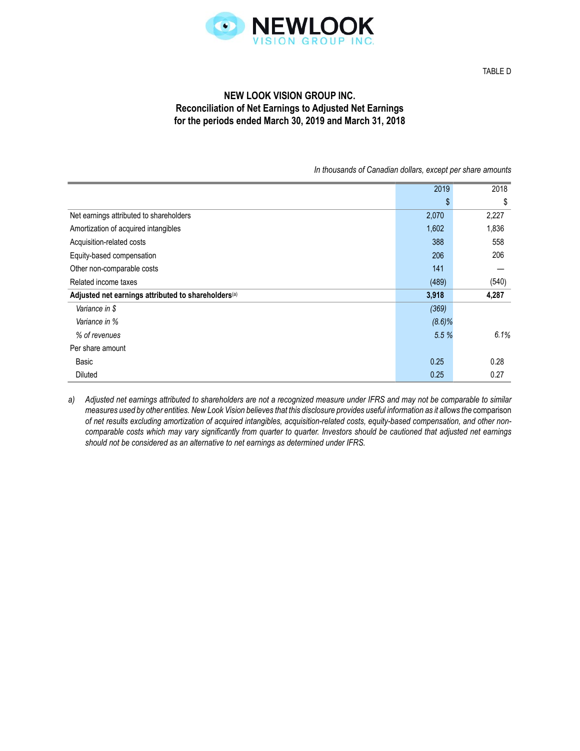TABLE D

## NEW LOOK VISION GROUP INC.
## Reconciliation of Net Earnings to Adjusted Net Earnings
## for the periods ended March 30, 2019 and March 31, 2018

*In thousands of Canadian dollars, except per share amounts*

| | 2019 | 2018 |
|---|---|---|
| | $ | $ |
| Net earnings attributed to shareholders | 2,070 | 2,227 |
| Amortization of acquired intangibles | 1,602 | 1,836 |
| Acquisition-related costs | 388 | 558 |
| Equity-based compensation | 206 | 206 |
| Other non-comparable costs | 141 | — |
| Related income taxes | (489) | (540) |
| **Adjusted net earnings attributed to shareholders[(a)]** | **3,918** | **4,287** |
| *Variance in $* | *(369)* | |
| *Variance in %* | *(8.6)%* | |
| *% of revenues* | *5.5 %* | *6.1%* |
| Per share amount | | |
| Basic | 0.25 | 0.28 |
| Diluted | 0.25 | 0.27 |

a) *Adjusted net earnings attributed to shareholders are not a recognized measure under IFRS and may not be comparable to similar measures used by other entities. New Look Vision believes that this disclosure provides useful information as it allows the* comparison *of net results excluding amortization of acquired intangibles, acquisition-related costs, equity-based compensation, and other non-comparable costs which may vary significantly from quarter to quarter. Investors should be cautioned that adjusted net earnings should not be considered as an alternative to net earnings as determined under IFRS.*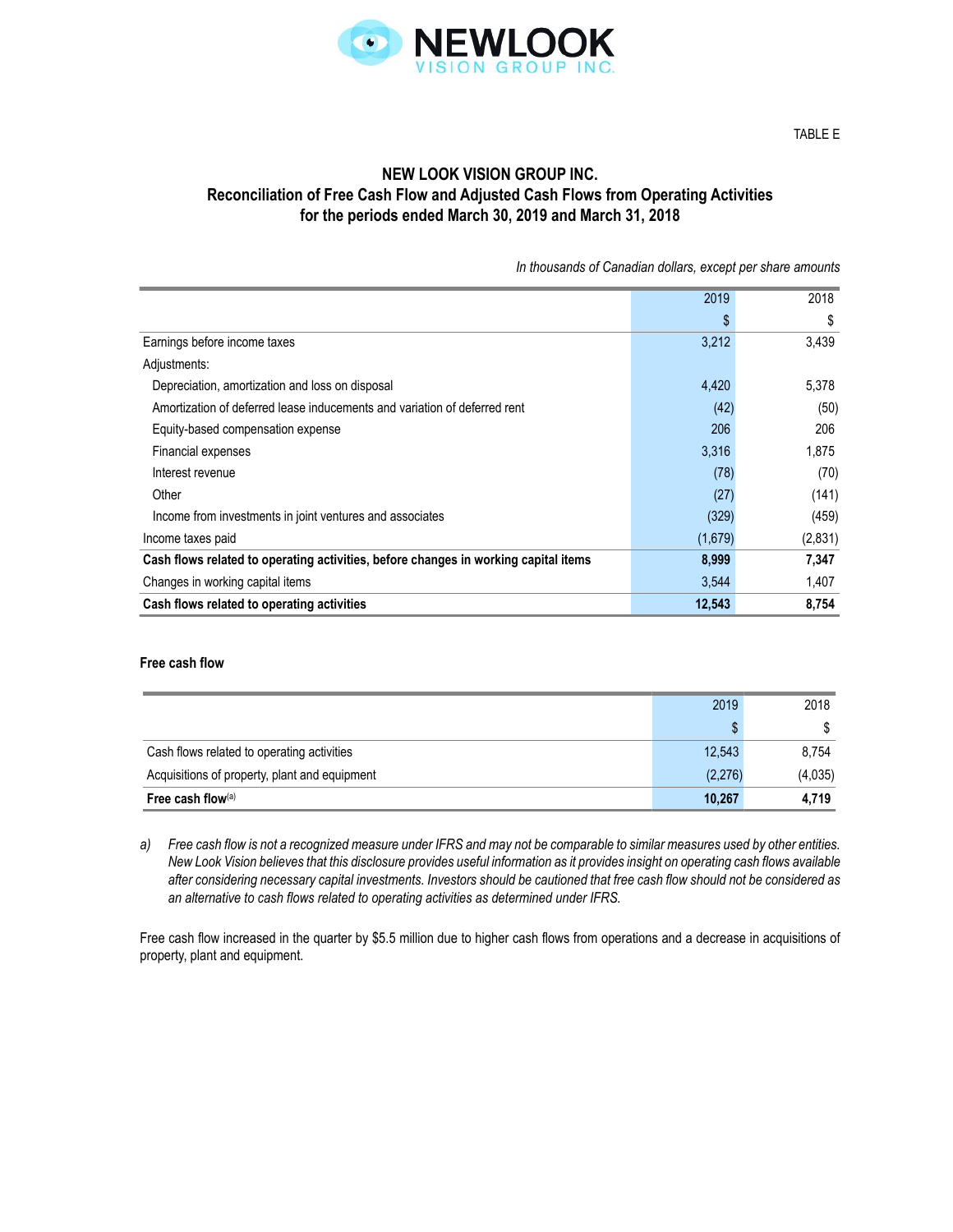TABLE E

# NEW LOOK VISION GROUP INC.
## Reconciliation of Free Cash Flow and Adjusted Cash Flows from Operating Activities for the periods ended March 30, 2019 and March 31, 2018

*In thousands of Canadian dollars, except per share amounts*

| | 2019 | 2018 |
|---|---|---|
| | $ | $ |
| Earnings before income taxes | 3,212 | 3,439 |
| Adjustments: | | |
| Depreciation, amortization and loss on disposal | 4,420 | 5,378 |
| Amortization of deferred lease inducements and variation of deferred rent | (42) | (50) |
| Equity-based compensation expense | 206 | 206 |
| Financial expenses | 3,316 | 1,875 |
| Interest revenue | (78) | (70) |
| Other | (27) | (141) |
| Income from investments in joint ventures and associates | (329) | (459) |
| Income taxes paid | (1,679) | (2,831) |
| **Cash flows related to operating activities, before changes in working capital items** | **8,999** | **7,347** |
| Changes in working capital items | 3,544 | 1,407 |
| **Cash flows related to operating activities** | **12,543** | **8,754** |

### Free cash flow

| | 2019 | 2018 |
|---|---|---|
| | $ | $ |
| Cash flows related to operating activities | 12,543 | 8,754 |
| Acquisitions of property, plant and equipment | (2,276) | (4,035) |
| **Free cash flow**[a] | **10,267** | **4,719** |

a) *Free cash flow is not a recognized measure under IFRS and may not be comparable to similar measures used by other entities. New Look Vision believes that this disclosure provides useful information as it provides insight on operating cash flows available after considering necessary capital investments. Investors should be cautioned that free cash flow should not be considered as an alternative to cash flows related to operating activities as determined under IFRS.*

Free cash flow increased in the quarter by $5.5 million due to higher cash flows from operations and a decrease in acquisitions of property, plant and equipment.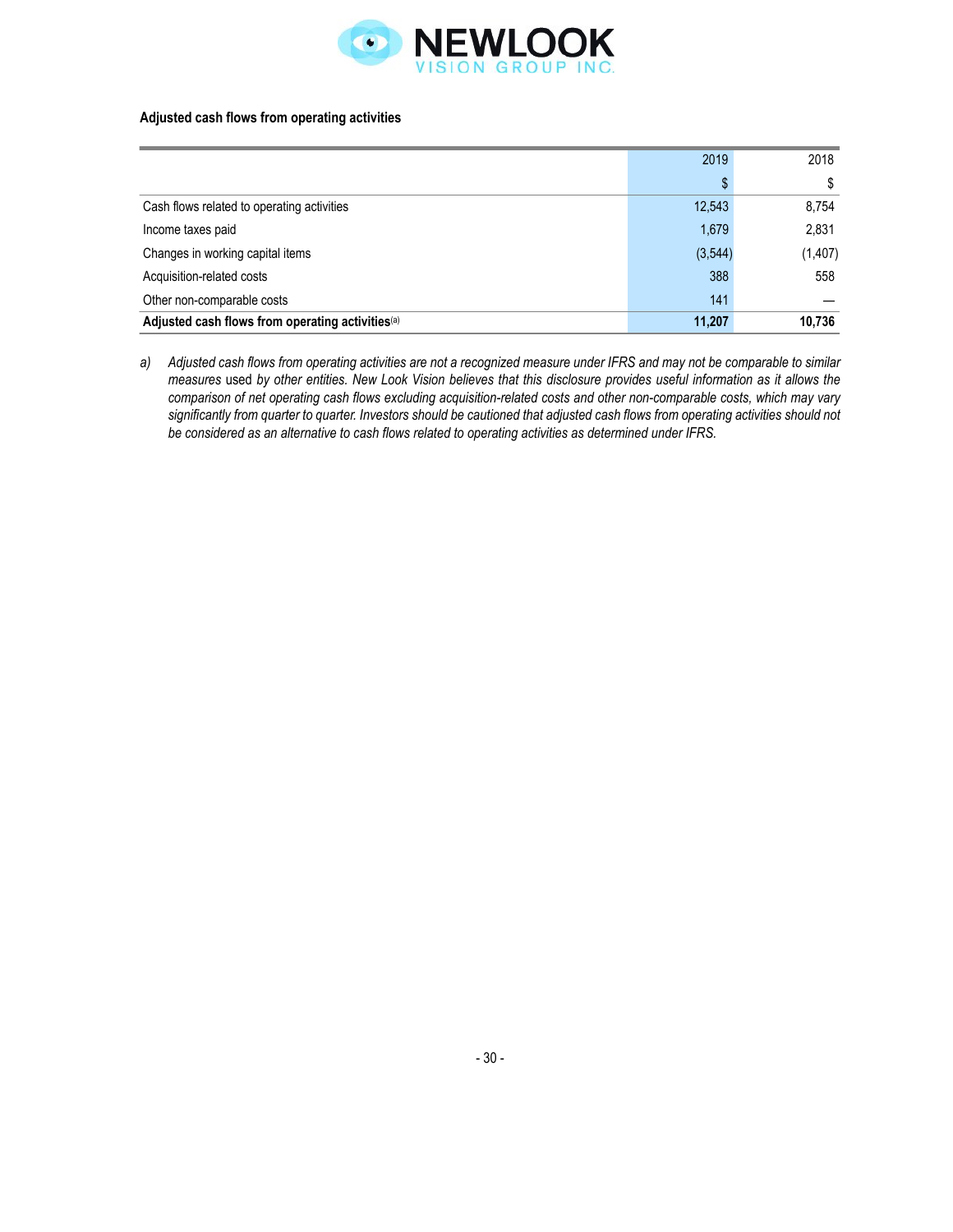**Adjusted cash flows from operating activities**

| | 2019 | 2018 |
|---|---|---|
| | $ | $ |
| Cash flows related to operating activities | 12,543 | 8,754 |
| Income taxes paid | 1,679 | 2,831 |
| Changes in working capital items | (3,544) | (1,407) |
| Acquisition-related costs | 388 | 558 |
| Other non-comparable costs | 141 | — |
| **Adjusted cash flows from operating activities[a]** | **11,207** | **10,736** |

a) *Adjusted cash flows from operating activities are not a recognized measure under IFRS and may not be comparable to similar measures used by other entities. New Look Vision believes that this disclosure provides useful information as it allows the comparison of net operating cash flows excluding acquisition-related costs and other non-comparable costs, which may vary significantly from quarter to quarter. Investors should be cautioned that adjusted cash flows from operating activities should not be considered as an alternative to cash flows related to operating activities as determined under IFRS.*